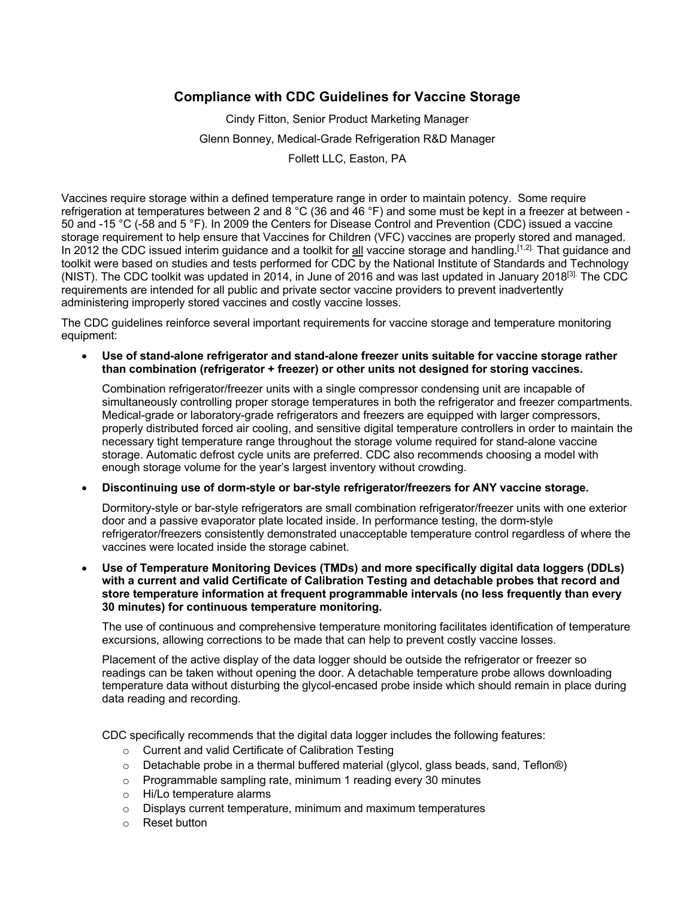# Compliance with CDC Guidelines for Vaccine Storage

Cindy Fitton, Senior Product Marketing Manager

Glenn Bonney, Medical-Grade Refrigeration R&D Manager

Follett LLC, Easton, PA

Vaccines require storage within a defined temperature range in order to maintain potency. Some require refrigeration at temperatures between 2 and 8 °C (36 and 46 °F) and some must be kept in a freezer at between -50 and -15 °C (-58 and 5 °F). In 2009 the Centers for Disease Control and Prevention (CDC) issued a vaccine storage requirement to help ensure that Vaccines for Children (VFC) vaccines are properly stored and managed. In 2012 the CDC issued interim guidance and a toolkit for all vaccine storage and handling.[1,2] That guidance and toolkit were based on studies and tests performed for CDC by the National Institute of Standards and Technology (NIST). The CDC toolkit was updated in 2014, in June of 2016 and was last updated in January 2018[3]. The CDC requirements are intended for all public and private sector vaccine providers to prevent inadvertently administering improperly stored vaccines and costly vaccine losses.

The CDC guidelines reinforce several important requirements for vaccine storage and temperature monitoring equipment:

- **Use of stand-alone refrigerator and stand-alone freezer units suitable for vaccine storage rather than combination (refrigerator + freezer) or other units not designed for storing vaccines.**

  Combination refrigerator/freezer units with a single compressor condensing unit are incapable of simultaneously controlling proper storage temperatures in both the refrigerator and freezer compartments. Medical-grade or laboratory-grade refrigerators and freezers are equipped with larger compressors, properly distributed forced air cooling, and sensitive digital temperature controllers in order to maintain the necessary tight temperature range throughout the storage volume required for stand-alone vaccine storage. Automatic defrost cycle units are preferred. CDC also recommends choosing a model with enough storage volume for the year's largest inventory without crowding.

- **Discontinuing use of dorm-style or bar-style refrigerator/freezers for ANY vaccine storage.**

  Dormitory-style or bar-style refrigerators are small combination refrigerator/freezer units with one exterior door and a passive evaporator plate located inside. In performance testing, the dorm-style refrigerator/freezers consistently demonstrated unacceptable temperature control regardless of where the vaccines were located inside the storage cabinet.

- **Use of Temperature Monitoring Devices (TMDs) and more specifically digital data loggers (DDLs) with a current and valid Certificate of Calibration Testing and detachable probes that record and store temperature information at frequent programmable intervals (no less frequently than every 30 minutes) for continuous temperature monitoring.**

  The use of continuous and comprehensive temperature monitoring facilitates identification of temperature excursions, allowing corrections to be made that can help to prevent costly vaccine losses.

  Placement of the active display of the data logger should be outside the refrigerator or freezer so readings can be taken without opening the door. A detachable temperature probe allows downloading temperature data without disturbing the glycol-encased probe inside which should remain in place during data reading and recording.

  CDC specifically recommends that the digital data logger includes the following features:

  - Current and valid Certificate of Calibration Testing
  - Detachable probe in a thermal buffered material (glycol, glass beads, sand, Teflon®)
  - Programmable sampling rate, minimum 1 reading every 30 minutes
  - Hi/Lo temperature alarms
  - Displays current temperature, minimum and maximum temperatures
  - Reset button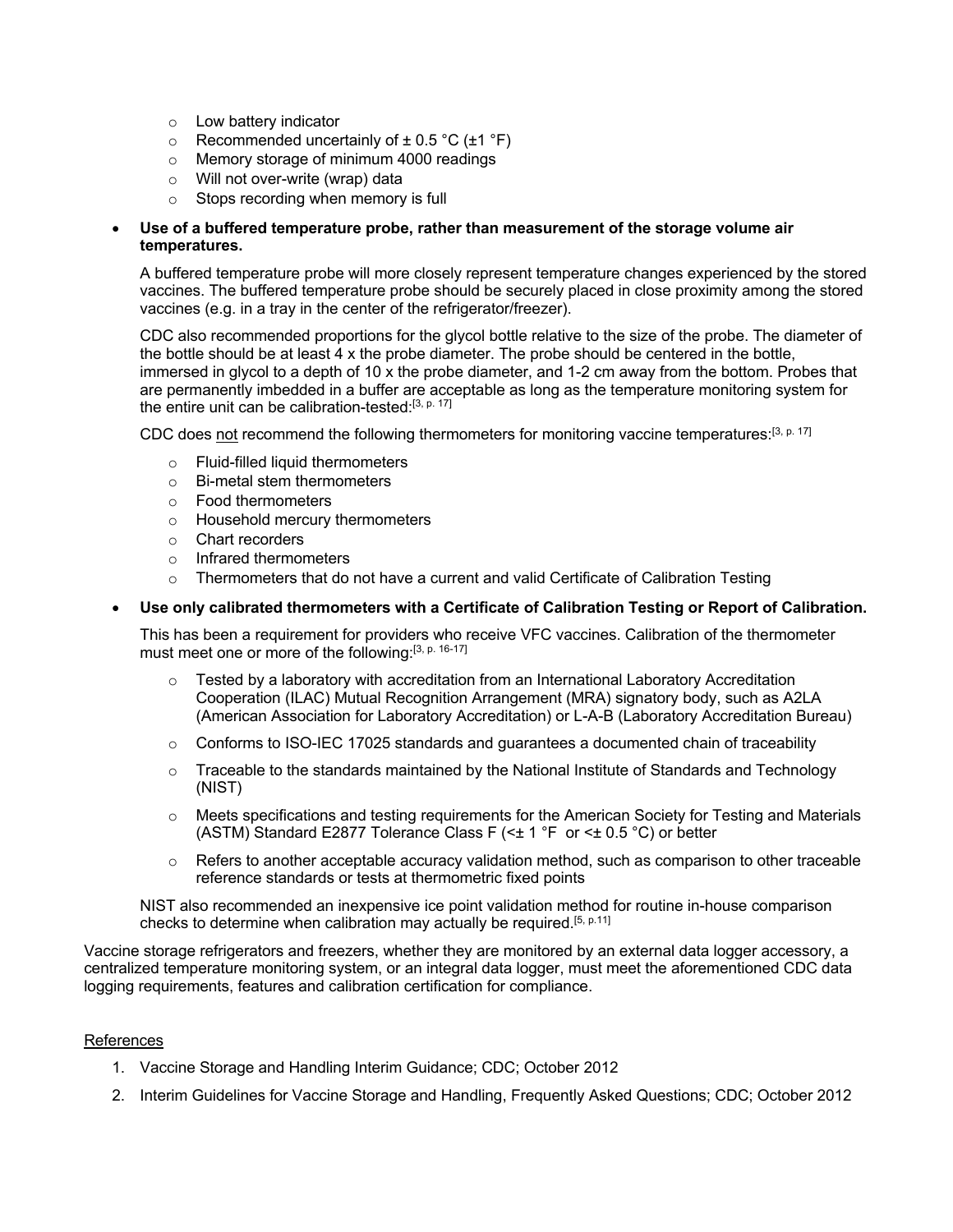- Low battery indicator
- Recommended uncertainly of ± 0.5 °C (±1 °F)
- Memory storage of minimum 4000 readings
- Will not over-write (wrap) data
- Stops recording when memory is full

- **Use of a buffered temperature probe, rather than measurement of the storage volume air temperatures.**

  A buffered temperature probe will more closely represent temperature changes experienced by the stored vaccines. The buffered temperature probe should be securely placed in close proximity among the stored vaccines (e.g. in a tray in the center of the refrigerator/freezer).

  CDC also recommended proportions for the glycol bottle relative to the size of the probe. The diameter of the bottle should be at least 4 x the probe diameter. The probe should be centered in the bottle, immersed in glycol to a depth of 10 x the probe diameter, and 1-2 cm away from the bottom. Probes that are permanently imbedded in a buffer are acceptable as long as the temperature monitoring system for the entire unit can be calibration-tested:[3, p. 17]

  CDC does not recommend the following thermometers for monitoring vaccine temperatures:[3, p. 17]

  - Fluid-filled liquid thermometers
  - Bi-metal stem thermometers
  - Food thermometers
  - Household mercury thermometers
  - Chart recorders
  - Infrared thermometers
  - Thermometers that do not have a current and valid Certificate of Calibration Testing

- **Use only calibrated thermometers with a Certificate of Calibration Testing or Report of Calibration.**

  This has been a requirement for providers who receive VFC vaccines. Calibration of the thermometer must meet one or more of the following:[3, p. 16-17]

  - Tested by a laboratory with accreditation from an International Laboratory Accreditation Cooperation (ILAC) Mutual Recognition Arrangement (MRA) signatory body, such as A2LA (American Association for Laboratory Accreditation) or L-A-B (Laboratory Accreditation Bureau)
  - Conforms to ISO-IEC 17025 standards and guarantees a documented chain of traceability
  - Traceable to the standards maintained by the National Institute of Standards and Technology (NIST)
  - Meets specifications and testing requirements for the American Society for Testing and Materials (ASTM) Standard E2877 Tolerance Class F (<± 1 °F or <± 0.5 °C) or better
  - Refers to another acceptable accuracy validation method, such as comparison to other traceable reference standards or tests at thermometric fixed points

  NIST also recommended an inexpensive ice point validation method for routine in-house comparison checks to determine when calibration may actually be required.[5, p.11]

Vaccine storage refrigerators and freezers, whether they are monitored by an external data logger accessory, a centralized temperature monitoring system, or an integral data logger, must meet the aforementioned CDC data logging requirements, features and calibration certification for compliance.

References

1. Vaccine Storage and Handling Interim Guidance; CDC; October 2012
2. Interim Guidelines for Vaccine Storage and Handling, Frequently Asked Questions; CDC; October 2012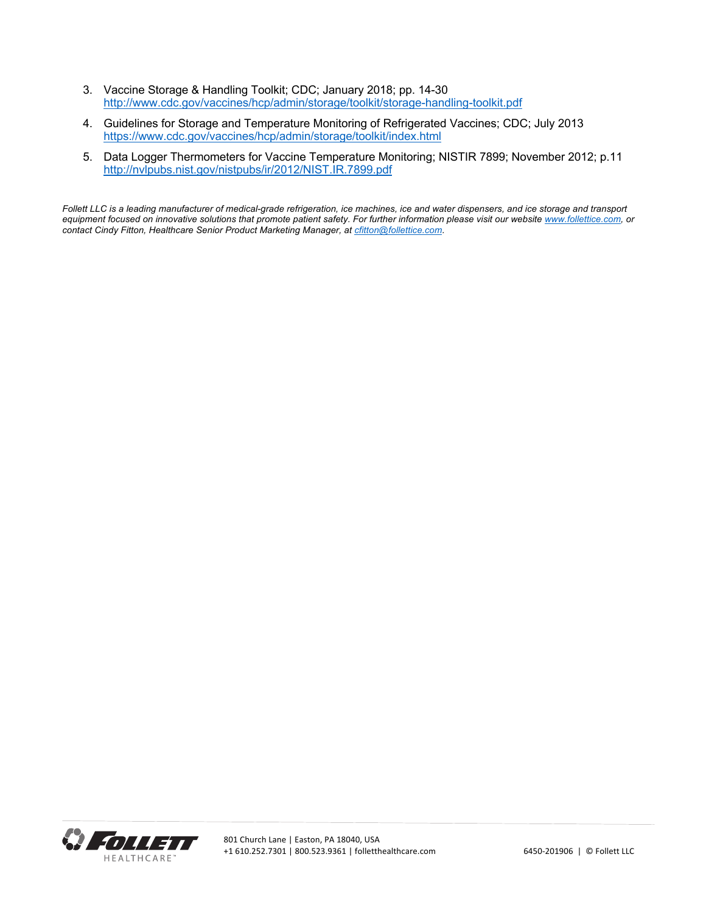3. Vaccine Storage & Handling Toolkit; CDC; January 2018; pp. 14-30
   http://www.cdc.gov/vaccines/hcp/admin/storage/toolkit/storage-handling-toolkit.pdf
4. Guidelines for Storage and Temperature Monitoring of Refrigerated Vaccines; CDC; July 2013
   https://www.cdc.gov/vaccines/hcp/admin/storage/toolkit/index.html
5. Data Logger Thermometers for Vaccine Temperature Monitoring; NISTIR 7899; November 2012; p.11
   http://nvlpubs.nist.gov/nistpubs/ir/2012/NIST.IR.7899.pdf

*Follett LLC is a leading manufacturer of medical-grade refrigeration, ice machines, ice and water dispensers, and ice storage and transport equipment focused on innovative solutions that promote patient safety. For further information please visit our website www.follettice.com, or contact Cindy Fitton, Healthcare Senior Product Marketing Manager, at cfitton@follettice.com.*

801 Church Lane | Easton, PA 18040, USA
+1 610.252.7301 | 800.523.9361 | follethealthcare.com

6450-201906 | © Follett LLC